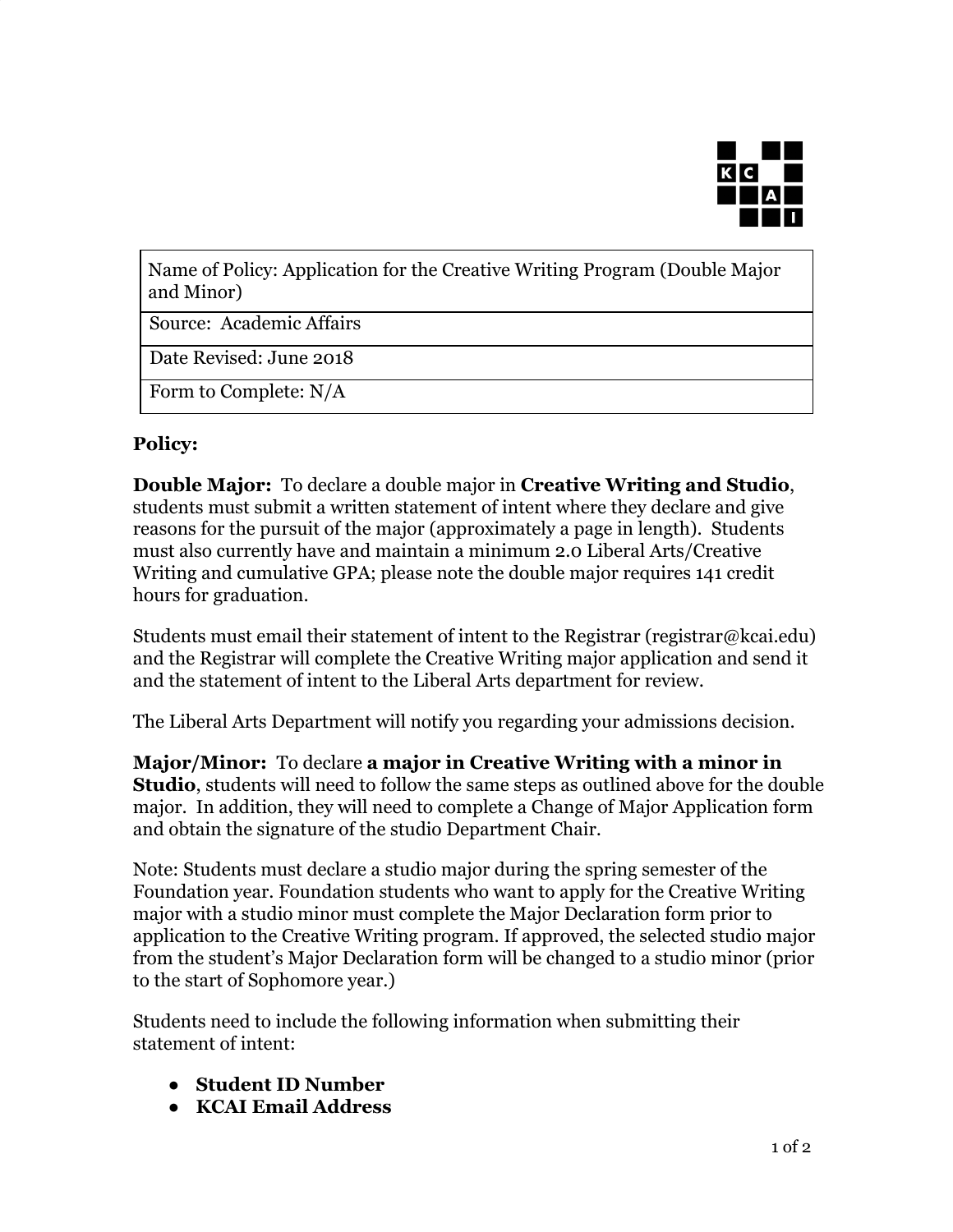| Name of Policy: Application for the Creative Writing Program (Double Major and Minor) |
| --- |
| Source: Academic Affairs |
| Date Revised: June 2018 |
| Form to Complete: N/A |

**Policy:**

**Double Major:** To declare a double major in **Creative Writing and Studio**, students must submit a written statement of intent where they declare and give reasons for the pursuit of the major (approximately a page in length). Students must also currently have and maintain a minimum 2.0 Liberal Arts/Creative Writing and cumulative GPA; please note the double major requires 141 credit hours for graduation.

Students must email their statement of intent to the Registrar (registrar@kcai.edu) and the Registrar will complete the Creative Writing major application and send it and the statement of intent to the Liberal Arts department for review.

The Liberal Arts Department will notify you regarding your admissions decision.

**Major/Minor:** To declare **a major in Creative Writing with a minor in Studio**, students will need to follow the same steps as outlined above for the double major. In addition, they will need to complete a Change of Major Application form and obtain the signature of the studio Department Chair.

Note: Students must declare a studio major during the spring semester of the Foundation year. Foundation students who want to apply for the Creative Writing major with a studio minor must complete the Major Declaration form prior to application to the Creative Writing program. If approved, the selected studio major from the student's Major Declaration form will be changed to a studio minor (prior to the start of Sophomore year.)

Students need to include the following information when submitting their statement of intent:

- **Student ID Number**
- **KCAI Email Address**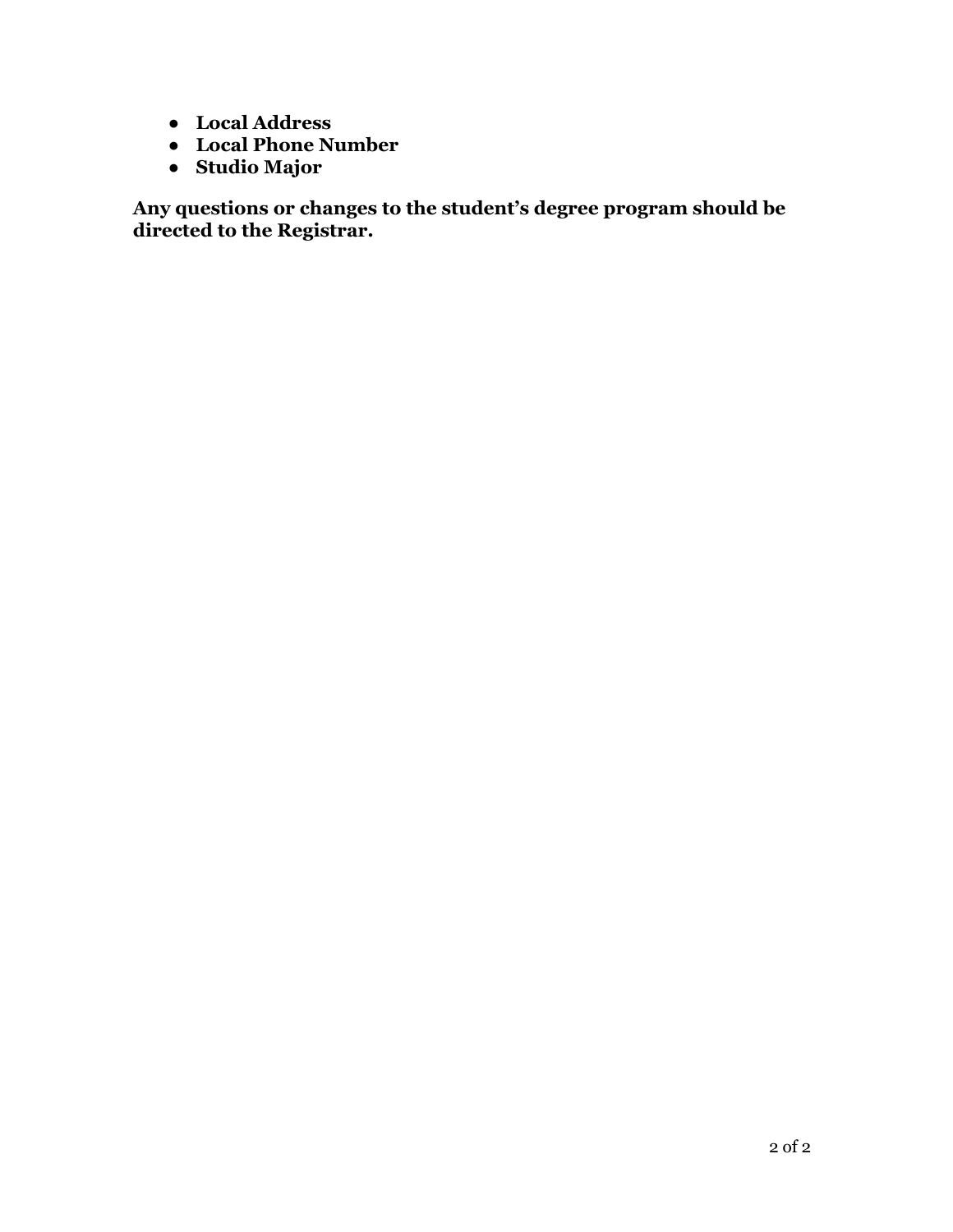- **Local Address**
- **Local Phone Number**
- **Studio Major**

**Any questions or changes to the student's degree program should be directed to the Registrar.**